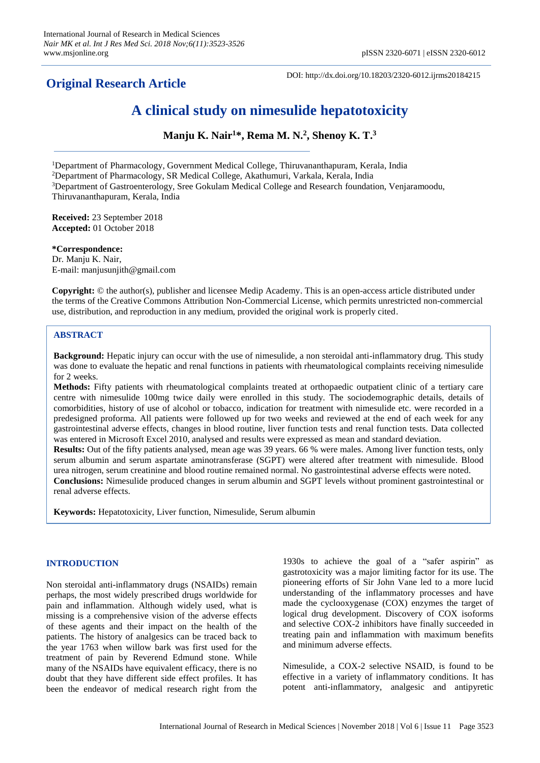**Original Research Article**

DOI: http://dx.doi.org/10.18203/2320-6012.ijrms20184215

# A clinical study on nimesulide hepatotoxicity

**Manju K. Nair[1]*, Rema M. N.[2], Shenoy K. T.[3]**

[1]Department of Pharmacology, Government Medical College, Thiruvananthapuram, Kerala, India
[2]Department of Pharmacology, SR Medical College, Akathumuri, Varkala, Kerala, India
[3]Department of Gastroenterology, Sree Gokulam Medical College and Research foundation, Venjaramoodu, Thiruvananthapuram, Kerala, India

**Received:** 23 September 2018
**Accepted:** 01 October 2018

***Correspondence:**
Dr. Manju K. Nair,
E-mail: manjusunjith@gmail.com

**Copyright:** © the author(s), publisher and licensee Medip Academy. This is an open-access article distributed under the terms of the Creative Commons Attribution Non-Commercial License, which permits unrestricted non-commercial use, distribution, and reproduction in any medium, provided the original work is properly cited.

## ABSTRACT

**Background:** Hepatic injury can occur with the use of nimesulide, a non steroidal anti-inflammatory drug. This study was done to evaluate the hepatic and renal functions in patients with rheumatological complaints receiving nimesulide for 2 weeks.

**Methods:** Fifty patients with rheumatological complaints treated at orthopaedic outpatient clinic of a tertiary care centre with nimesulide 100mg twice daily were enrolled in this study. The sociodemographic details, details of comorbidities, history of use of alcohol or tobacco, indication for treatment with nimesulide etc. were recorded in a predesigned proforma. All patients were followed up for two weeks and reviewed at the end of each week for any gastrointestinal adverse effects, changes in blood routine, liver function tests and renal function tests. Data collected was entered in Microsoft Excel 2010, analysed and results were expressed as mean and standard deviation.

**Results:** Out of the fifty patients analysed, mean age was 39 years. 66 % were males. Among liver function tests, only serum albumin and serum aspartate aminotransferase (SGPT) were altered after treatment with nimesulide. Blood urea nitrogen, serum creatinine and blood routine remained normal. No gastrointestinal adverse effects were noted.

**Conclusions:** Nimesulide produced changes in serum albumin and SGPT levels without prominent gastrointestinal or renal adverse effects.

**Keywords:** Hepatotoxicity, Liver function, Nimesulide, Serum albumin

## INTRODUCTION

Non steroidal anti-inflammatory drugs (NSAIDs) remain perhaps, the most widely prescribed drugs worldwide for pain and inflammation. Although widely used, what is missing is a comprehensive vision of the adverse effects of these agents and their impact on the health of the patients. The history of analgesics can be traced back to the year 1763 when willow bark was first used for the treatment of pain by Reverend Edmund stone. While many of the NSAIDs have equivalent efficacy, there is no doubt that they have different side effect profiles. It has been the endeavor of medical research right from the 1930s to achieve the goal of a "safer aspirin" as gastrotoxicity was a major limiting factor for its use. The pioneering efforts of Sir John Vane led to a more lucid understanding of the inflammatory processes and have made the cyclooxygenase (COX) enzymes the target of logical drug development. Discovery of COX isoforms and selective COX-2 inhibitors have finally succeeded in treating pain and inflammation with maximum benefits and minimum adverse effects.

Nimesulide, a COX-2 selective NSAID, is found to be effective in a variety of inflammatory conditions. It has potent anti-inflammatory, analgesic and antipyretic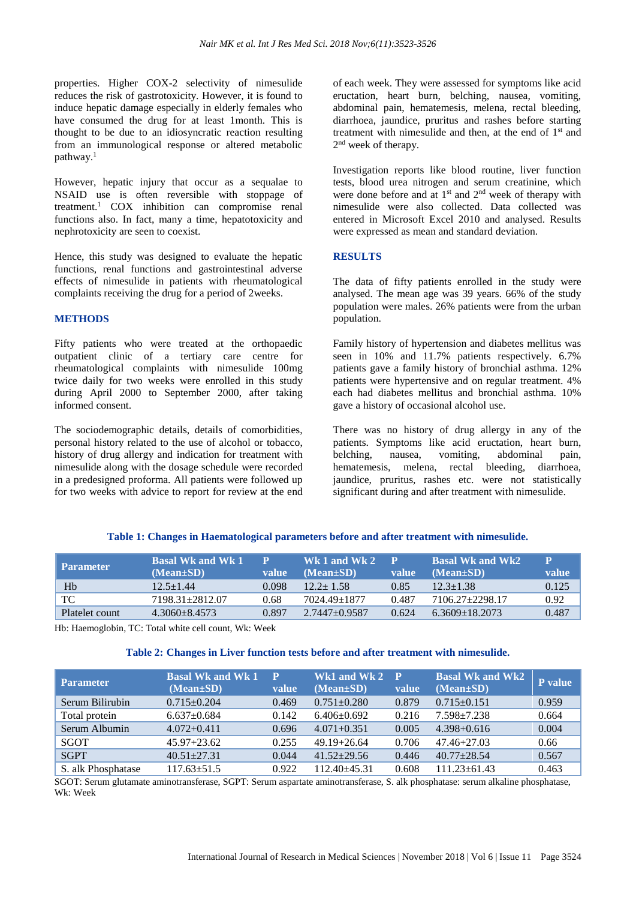properties. Higher COX-2 selectivity of nimesulide reduces the risk of gastrotoxicity. However, it is found to induce hepatic damage especially in elderly females who have consumed the drug for at least 1month. This is thought to be due to an idiosyncratic reaction resulting from an immunological response or altered metabolic pathway.[1]

However, hepatic injury that occur as a sequalae to NSAID use is often reversible with stoppage of treatment.[1] COX inhibition can compromise renal functions also. In fact, many a time, hepatotoxicity and nephrotoxicity are seen to coexist.

Hence, this study was designed to evaluate the hepatic functions, renal functions and gastrointestinal adverse effects of nimesulide in patients with rheumatological complaints receiving the drug for a period of 2weeks.

## METHODS

Fifty patients who were treated at the orthopaedic outpatient clinic of a tertiary care centre for rheumatological complaints with nimesulide 100mg twice daily for two weeks were enrolled in this study during April 2000 to September 2000, after taking informed consent.

The sociodemographic details, details of comorbidities, personal history related to the use of alcohol or tobacco, history of drug allergy and indication for treatment with nimesulide along with the dosage schedule were recorded in a predesigned proforma. All patients were followed up for two weeks with advice to report for review at the end of each week. They were assessed for symptoms like acid eructation, heart burn, belching, nausea, vomiting, abdominal pain, hematemesis, melena, rectal bleeding, diarrhoea, jaundice, pruritus and rashes before starting treatment with nimesulide and then, at the end of 1st and 2nd week of therapy.

Investigation reports like blood routine, liver function tests, blood urea nitrogen and serum creatinine, which were done before and at 1st and 2nd week of therapy with nimesulide were also collected. Data collected was entered in Microsoft Excel 2010 and analysed. Results were expressed as mean and standard deviation.

## RESULTS

The data of fifty patients enrolled in the study were analysed. The mean age was 39 years. 66% of the study population were males. 26% patients were from the urban population.

Family history of hypertension and diabetes mellitus was seen in 10% and 11.7% patients respectively. 6.7% patients gave a family history of bronchial asthma. 12% patients were hypertensive and on regular treatment. 4% each had diabetes mellitus and bronchial asthma. 10% gave a history of occasional alcohol use.

There was no history of drug allergy in any of the patients. Symptoms like acid eructation, heart burn, belching, nausea, vomiting, abdominal pain, hematemesis, melena, rectal bleeding, diarrhoea, jaundice, pruritus, rashes etc. were not statistically significant during and after treatment with nimesulide.

**Table 1: Changes in Haematological parameters before and after treatment with nimesulide.**

| Parameter | Basal Wk and Wk 1 (Mean±SD) | P value | Wk 1 and Wk 2 (Mean±SD) | P value | Basal Wk and Wk2 (Mean±SD) | P value |
|---|---|---|---|---|---|---|
| Hb | 12.5±1.44 | 0.098 | 12.2± 1.58 | 0.85 | 12.3±1.38 | 0.125 |
| TC | 7198.31±2812.07 | 0.68 | 7024.49±1877 | 0.487 | 7106.27±2298.17 | 0.92 |
| Platelet count | 4.3060±8.4573 | 0.897 | 2.7447±0.9587 | 0.624 | 6.3609±18.2073 | 0.487 |

Hb: Haemoglobin, TC: Total white cell count, Wk: Week

**Table 2: Changes in Liver function tests before and after treatment with nimesulide.**

| Parameter | Basal Wk and Wk 1 (Mean±SD) | P value | Wk1 and Wk 2 (Mean±SD) | P value | Basal Wk and Wk2 (Mean±SD) | P value |
|---|---|---|---|---|---|---|
| Serum Bilirubin | 0.715±0.204 | 0.469 | 0.751±0.280 | 0.879 | 0.715±0.151 | 0.959 |
| Total protein | 6.637±0.684 | 0.142 | 6.406±0.692 | 0.216 | 7.598±7.238 | 0.664 |
| Serum Albumin | 4.072+0.411 | 0.696 | 4.071+0.351 | 0.005 | 4.398+0.616 | 0.004 |
| SGOT | 45.97+23.62 | 0.255 | 49.19+26.64 | 0.706 | 47.46+27.03 | 0.66 |
| SGPT | 40.51±27.31 | 0.044 | 41.52±29.56 | 0.446 | 40.77±28.54 | 0.567 |
| S. alk Phosphatase | 117.63±51.5 | 0.922 | 112.40±45.31 | 0.608 | 111.23±61.43 | 0.463 |

SGOT: Serum glutamate aminotransferase, SGPT: Serum aspartate aminotransferase, S. alk phosphatase: serum alkaline phosphatase, Wk: Week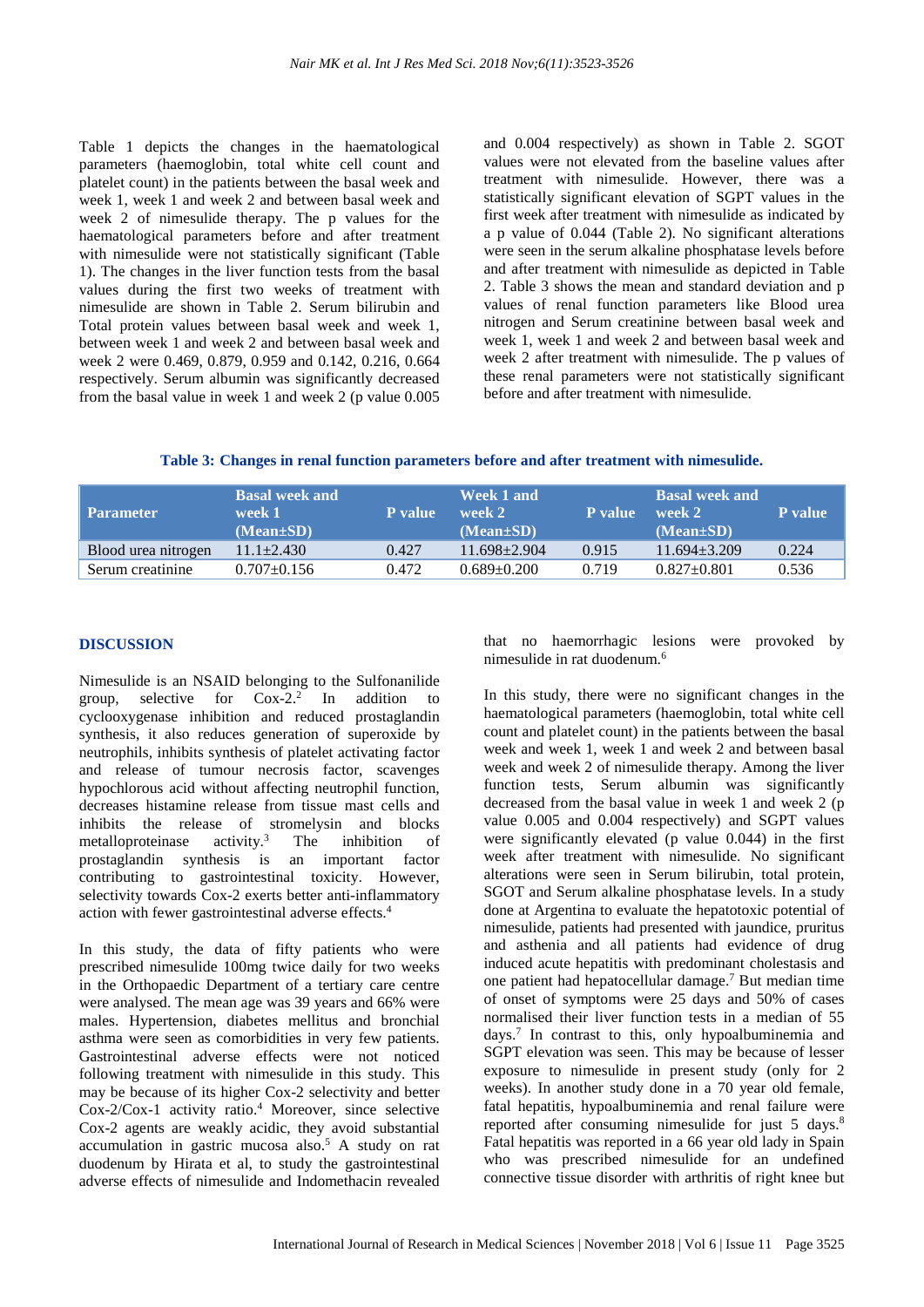Table 1 depicts the changes in the haematological parameters (haemoglobin, total white cell count and platelet count) in the patients between the basal week and week 1, week 1 and week 2 and between basal week and week 2 of nimesulide therapy. The p values for the haematological parameters before and after treatment with nimesulide were not statistically significant (Table 1). The changes in the liver function tests from the basal values during the first two weeks of treatment with nimesulide are shown in Table 2. Serum bilirubin and Total protein values between basal week and week 1, between week 1 and week 2 and between basal week and week 2 were 0.469, 0.879, 0.959 and 0.142, 0.216, 0.664 respectively. Serum albumin was significantly decreased from the basal value in week 1 and week 2 (p value 0.005 and 0.004 respectively) as shown in Table 2. SGOT values were not elevated from the baseline values after treatment with nimesulide. However, there was a statistically significant elevation of SGPT values in the first week after treatment with nimesulide as indicated by a p value of 0.044 (Table 2). No significant alterations were seen in the serum alkaline phosphatase levels before and after treatment with nimesulide as depicted in Table 2. Table 3 shows the mean and standard deviation and p values of renal function parameters like Blood urea nitrogen and Serum creatinine between basal week and week 1, week 1 and week 2 and between basal week and week 2 after treatment with nimesulide. The p values of these renal parameters were not statistically significant before and after treatment with nimesulide.

**Table 3: Changes in renal function parameters before and after treatment with nimesulide.**

| Parameter | Basal week and week 1 (Mean±SD) | P value | Week 1 and week 2 (Mean±SD) | P value | Basal week and week 2 (Mean±SD) | P value |
|---|---|---|---|---|---|---|
| Blood urea nitrogen | 11.1±2.430 | 0.427 | 11.698±2.904 | 0.915 | 11.694±3.209 | 0.224 |
| Serum creatinine | 0.707±0.156 | 0.472 | 0.689±0.200 | 0.719 | 0.827±0.801 | 0.536 |

## DISCUSSION

Nimesulide is an NSAID belonging to the Sulfonanilide group, selective for Cox-2.[2] In addition to cyclooxygenase inhibition and reduced prostaglandin synthesis, it also reduces generation of superoxide by neutrophils, inhibits synthesis of platelet activating factor and release of tumour necrosis factor, scavenges hypochlorous acid without affecting neutrophil function, decreases histamine release from tissue mast cells and inhibits the release of stromelysin and blocks metalloproteinase activity.[3] The inhibition of prostaglandin synthesis is an important factor contributing to gastrointestinal toxicity. However, selectivity towards Cox-2 exerts better anti-inflammatory action with fewer gastrointestinal adverse effects.[4]

In this study, the data of fifty patients who were prescribed nimesulide 100mg twice daily for two weeks in the Orthopaedic Department of a tertiary care centre were analysed. The mean age was 39 years and 66% were males. Hypertension, diabetes mellitus and bronchial asthma were seen as comorbidities in very few patients. Gastrointestinal adverse effects were not noticed following treatment with nimesulide in this study. This may be because of its higher Cox-2 selectivity and better Cox-2/Cox-1 activity ratio.[4] Moreover, since selective Cox-2 agents are weakly acidic, they avoid substantial accumulation in gastric mucosa also.[5] A study on rat duodenum by Hirata et al, to study the gastrointestinal adverse effects of nimesulide and Indomethacin revealed that no haemorrhagic lesions were provoked by nimesulide in rat duodenum.[6]

In this study, there were no significant changes in the haematological parameters (haemoglobin, total white cell count and platelet count) in the patients between the basal week and week 1, week 1 and week 2 and between basal week and week 2 of nimesulide therapy. Among the liver function tests, Serum albumin was significantly decreased from the basal value in week 1 and week 2 (p value 0.005 and 0.004 respectively) and SGPT values were significantly elevated (p value 0.044) in the first week after treatment with nimesulide. No significant alterations were seen in Serum bilirubin, total protein, SGOT and Serum alkaline phosphatase levels. In a study done at Argentina to evaluate the hepatotoxic potential of nimesulide, patients had presented with jaundice, pruritus and asthenia and all patients had evidence of drug induced acute hepatitis with predominant cholestasis and one patient had hepatocellular damage.[7] But median time of onset of symptoms were 25 days and 50% of cases normalised their liver function tests in a median of 55 days.[7] In contrast to this, only hypoalbuminemia and SGPT elevation was seen. This may be because of lesser exposure to nimesulide in present study (only for 2 weeks). In another study done in a 70 year old female, fatal hepatitis, hypoalbuminemia and renal failure were reported after consuming nimesulide for just 5 days.[8] Fatal hepatitis was reported in a 66 year old lady in Spain who was prescribed nimesulide for an undefined connective tissue disorder with arthritis of right knee but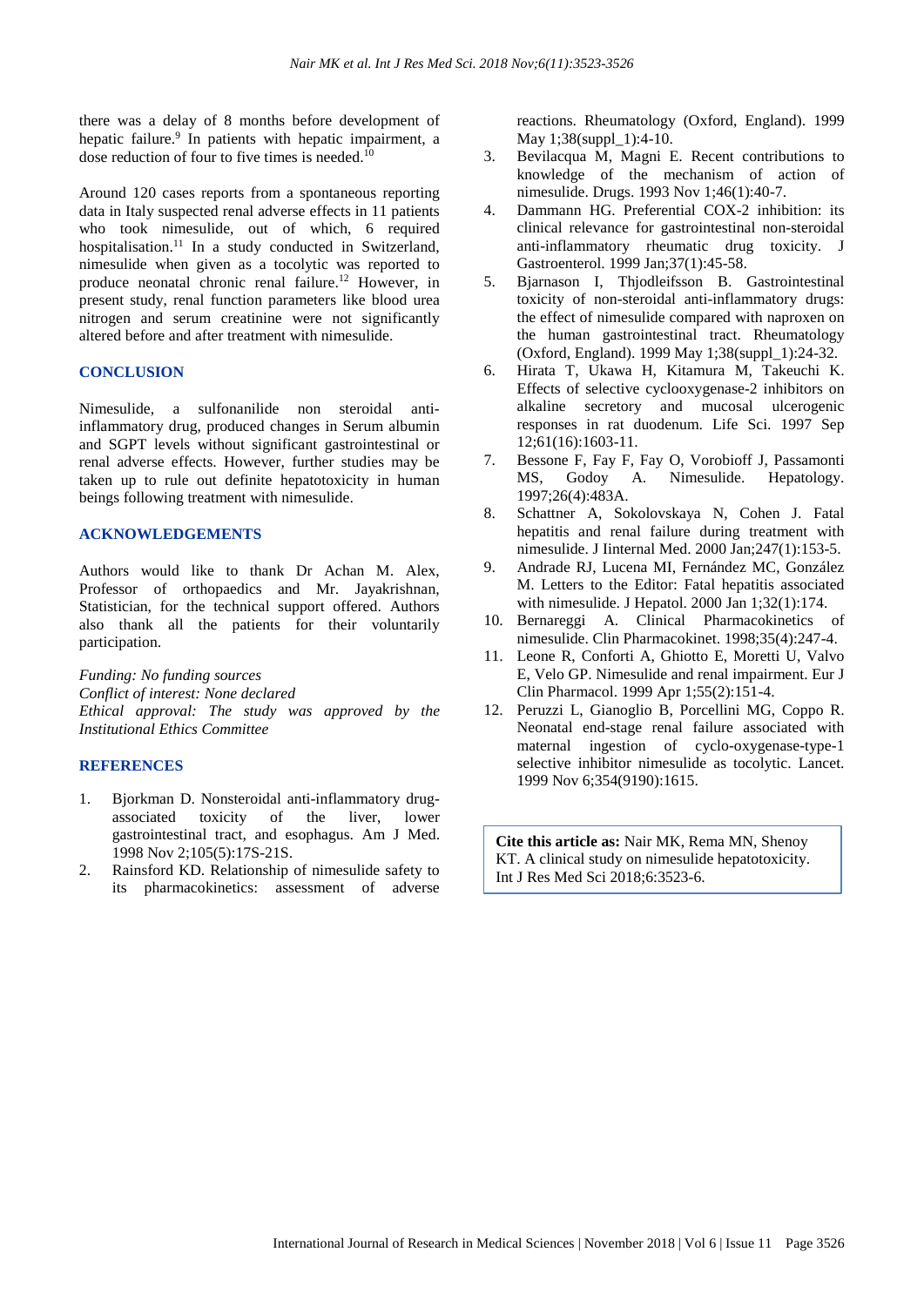there was a delay of 8 months before development of hepatic failure.[9] In patients with hepatic impairment, a dose reduction of four to five times is needed.[10]

Around 120 cases reports from a spontaneous reporting data in Italy suspected renal adverse effects in 11 patients who took nimesulide, out of which, 6 required hospitalisation.[11] In a study conducted in Switzerland, nimesulide when given as a tocolytic was reported to produce neonatal chronic renal failure.[12] However, in present study, renal function parameters like blood urea nitrogen and serum creatinine were not significantly altered before and after treatment with nimesulide.

## CONCLUSION

Nimesulide, a sulfonanilide non steroidal anti-inflammatory drug, produced changes in Serum albumin and SGPT levels without significant gastrointestinal or renal adverse effects. However, further studies may be taken up to rule out definite hepatotoxicity in human beings following treatment with nimesulide.

## ACKNOWLEDGEMENTS

Authors would like to thank Dr Achan M. Alex, Professor of orthopaedics and Mr. Jayakrishnan, Statistician, for the technical support offered. Authors also thank all the patients for their voluntarily participation.

*Funding: No funding sources*
*Conflict of interest: None declared*
*Ethical approval: The study was approved by the Institutional Ethics Committee*

## REFERENCES

1. Bjorkman D. Nonsteroidal anti-inflammatory drug-associated toxicity of the liver, lower gastrointestinal tract, and esophagus. Am J Med. 1998 Nov 2;105(5):17S-21S.
2. Rainsford KD. Relationship of nimesulide safety to its pharmacokinetics: assessment of adverse reactions. Rheumatology (Oxford, England). 1999 May 1;38(suppl_1):4-10.
3. Bevilacqua M, Magni E. Recent contributions to knowledge of the mechanism of action of nimesulide. Drugs. 1993 Nov 1;46(1):40-7.
4. Dammann HG. Preferential COX-2 inhibition: its clinical relevance for gastrointestinal non-steroidal anti-inflammatory rheumatic drug toxicity. J Gastroenterol. 1999 Jan;37(1):45-58.
5. Bjarnason I, Thjodleifsson B. Gastrointestinal toxicity of non-steroidal anti-inflammatory drugs: the effect of nimesulide compared with naproxen on the human gastrointestinal tract. Rheumatology (Oxford, England). 1999 May 1;38(suppl_1):24-32.
6. Hirata T, Ukawa H, Kitamura M, Takeuchi K. Effects of selective cyclooxygenase-2 inhibitors on alkaline secretory and mucosal ulcerogenic responses in rat duodenum. Life Sci. 1997 Sep 12;61(16):1603-11.
7. Bessone F, Fay F, Fay O, Vorobioff J, Passamonti MS, Godoy A. Nimesulide. Hepatology. 1997;26(4):483A.
8. Schattner A, Sokolovskaya N, Cohen J. Fatal hepatitis and renal failure during treatment with nimesulide. J Iinternal Med. 2000 Jan;247(1):153-5.
9. Andrade RJ, Lucena MI, Fernández MC, González M. Letters to the Editor: Fatal hepatitis associated with nimesulide. J Hepatol. 2000 Jan 1;32(1):174.
10. Bernareggi A. Clinical Pharmacokinetics of nimesulide. Clin Pharmacokinet. 1998;35(4):247-4.
11. Leone R, Conforti A, Ghiotto E, Moretti U, Valvo E, Velo GP. Nimesulide and renal impairment. Eur J Clin Pharmacol. 1999 Apr 1;55(2):151-4.
12. Peruzzi L, Gianoglio B, Porcellini MG, Coppo R. Neonatal end-stage renal failure associated with maternal ingestion of cyclo-oxygenase-type-1 selective inhibitor nimesulide as tocolytic. Lancet. 1999 Nov 6;354(9190):1615.

**Cite this article as:** Nair MK, Rema MN, Shenoy KT. A clinical study on nimesulide hepatotoxicity. Int J Res Med Sci 2018;6:3523-6.